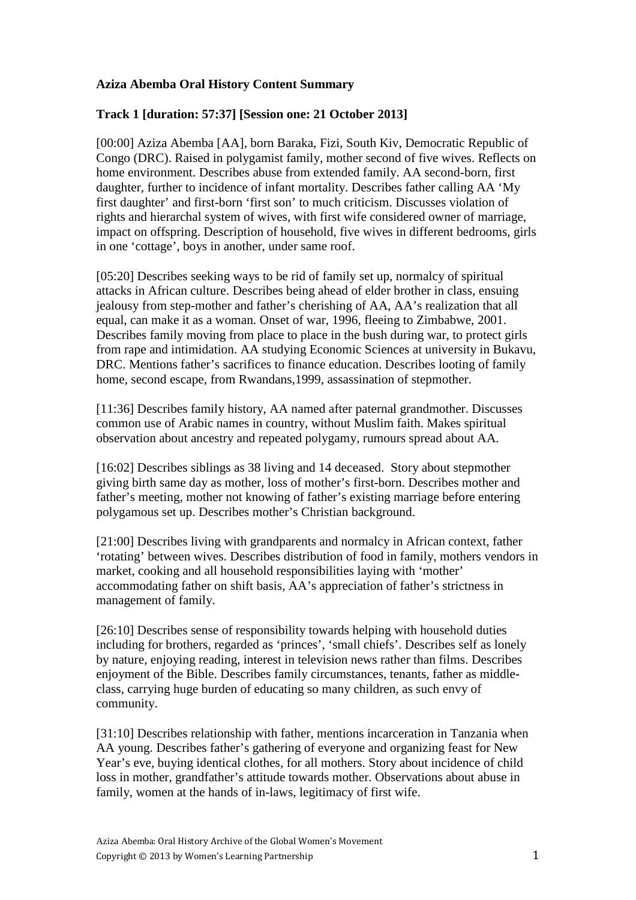**Aziza Abemba Oral History Content Summary**

**Track 1 [duration: 57:37] [Session one: 21 October 2013]**

[00:00] Aziza Abemba [AA], born Baraka, Fizi, South Kiv, Democratic Republic of Congo (DRC). Raised in polygamist family, mother second of five wives. Reflects on home environment. Describes abuse from extended family. AA second-born, first daughter, further to incidence of infant mortality. Describes father calling AA 'My first daughter' and first-born 'first son' to much criticism. Discusses violation of rights and hierarchal system of wives, with first wife considered owner of marriage, impact on offspring. Description of household, five wives in different bedrooms, girls in one 'cottage', boys in another, under same roof.

[05:20] Describes seeking ways to be rid of family set up, normalcy of spiritual attacks in African culture. Describes being ahead of elder brother in class, ensuing jealousy from step-mother and father's cherishing of AA, AA's realization that all equal, can make it as a woman. Onset of war, 1996, fleeing to Zimbabwe, 2001. Describes family moving from place to place in the bush during war, to protect girls from rape and intimidation. AA studying Economic Sciences at university in Bukavu, DRC. Mentions father's sacrifices to finance education. Describes looting of family home, second escape, from Rwandans,1999, assassination of stepmother.

[11:36] Describes family history, AA named after paternal grandmother. Discusses common use of Arabic names in country, without Muslim faith. Makes spiritual observation about ancestry and repeated polygamy, rumours spread about AA.

[16:02] Describes siblings as 38 living and 14 deceased. Story about stepmother giving birth same day as mother, loss of mother's first-born. Describes mother and father's meeting, mother not knowing of father's existing marriage before entering polygamous set up. Describes mother's Christian background.

[21:00] Describes living with grandparents and normalcy in African context, father 'rotating' between wives. Describes distribution of food in family, mothers vendors in market, cooking and all household responsibilities laying with 'mother' accommodating father on shift basis, AA's appreciation of father's strictness in management of family.

[26:10] Describes sense of responsibility towards helping with household duties including for brothers, regarded as 'princes', 'small chiefs'. Describes self as lonely by nature, enjoying reading, interest in television news rather than films. Describes enjoyment of the Bible. Describes family circumstances, tenants, father as middle-class, carrying huge burden of educating so many children, as such envy of community.

[31:10] Describes relationship with father, mentions incarceration in Tanzania when AA young. Describes father's gathering of everyone and organizing feast for New Year's eve, buying identical clothes, for all mothers. Story about incidence of child loss in mother, grandfather's attitude towards mother. Observations about abuse in family, women at the hands of in-laws, legitimacy of first wife.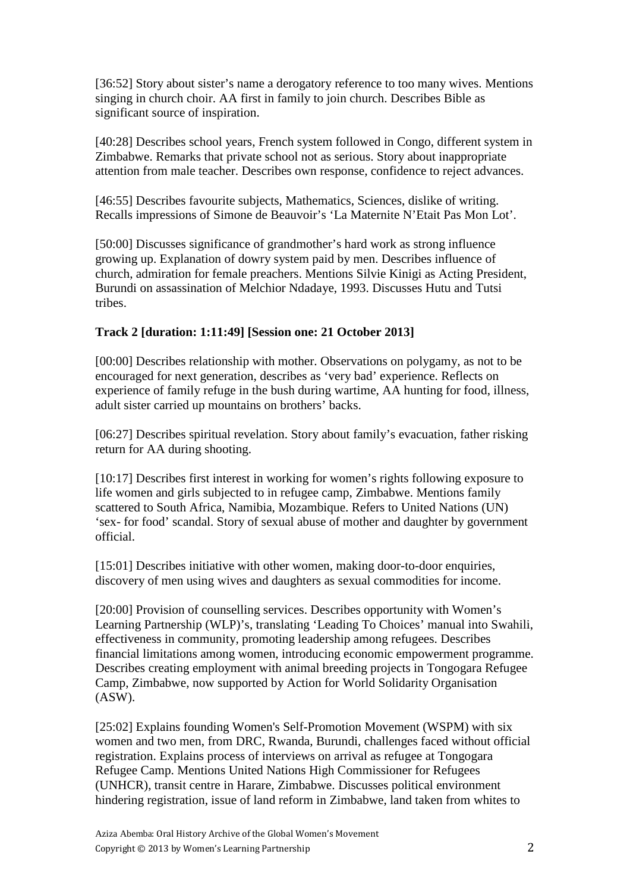[36:52] Story about sister's name a derogatory reference to too many wives. Mentions singing in church choir. AA first in family to join church. Describes Bible as significant source of inspiration.

[40:28] Describes school years, French system followed in Congo, different system in Zimbabwe. Remarks that private school not as serious. Story about inappropriate attention from male teacher. Describes own response, confidence to reject advances.

[46:55] Describes favourite subjects, Mathematics, Sciences, dislike of writing. Recalls impressions of Simone de Beauvoir's 'La Maternite N'Etait Pas Mon Lot'.

[50:00] Discusses significance of grandmother's hard work as strong influence growing up. Explanation of dowry system paid by men. Describes influence of church, admiration for female preachers. Mentions Silvie Kinigi as Acting President, Burundi on assassination of Melchior Ndadaye, 1993. Discusses Hutu and Tutsi tribes.

**Track 2 [duration: 1:11:49] [Session one: 21 October 2013]**

[00:00] Describes relationship with mother. Observations on polygamy, as not to be encouraged for next generation, describes as 'very bad' experience. Reflects on experience of family refuge in the bush during wartime, AA hunting for food, illness, adult sister carried up mountains on brothers' backs.

[06:27] Describes spiritual revelation. Story about family's evacuation, father risking return for AA during shooting.

[10:17] Describes first interest in working for women's rights following exposure to life women and girls subjected to in refugee camp, Zimbabwe. Mentions family scattered to South Africa, Namibia, Mozambique. Refers to United Nations (UN) 'sex- for food' scandal. Story of sexual abuse of mother and daughter by government official.

[15:01] Describes initiative with other women, making door-to-door enquiries, discovery of men using wives and daughters as sexual commodities for income.

[20:00] Provision of counselling services. Describes opportunity with Women's Learning Partnership (WLP)'s, translating 'Leading To Choices' manual into Swahili, effectiveness in community, promoting leadership among refugees. Describes financial limitations among women, introducing economic empowerment programme. Describes creating employment with animal breeding projects in Tongogara Refugee Camp, Zimbabwe, now supported by Action for World Solidarity Organisation (ASW).

[25:02] Explains founding Women's Self-Promotion Movement (WSPM) with six women and two men, from DRC, Rwanda, Burundi, challenges faced without official registration. Explains process of interviews on arrival as refugee at Tongogara Refugee Camp. Mentions United Nations High Commissioner for Refugees (UNHCR), transit centre in Harare, Zimbabwe. Discusses political environment hindering registration, issue of land reform in Zimbabwe, land taken from whites to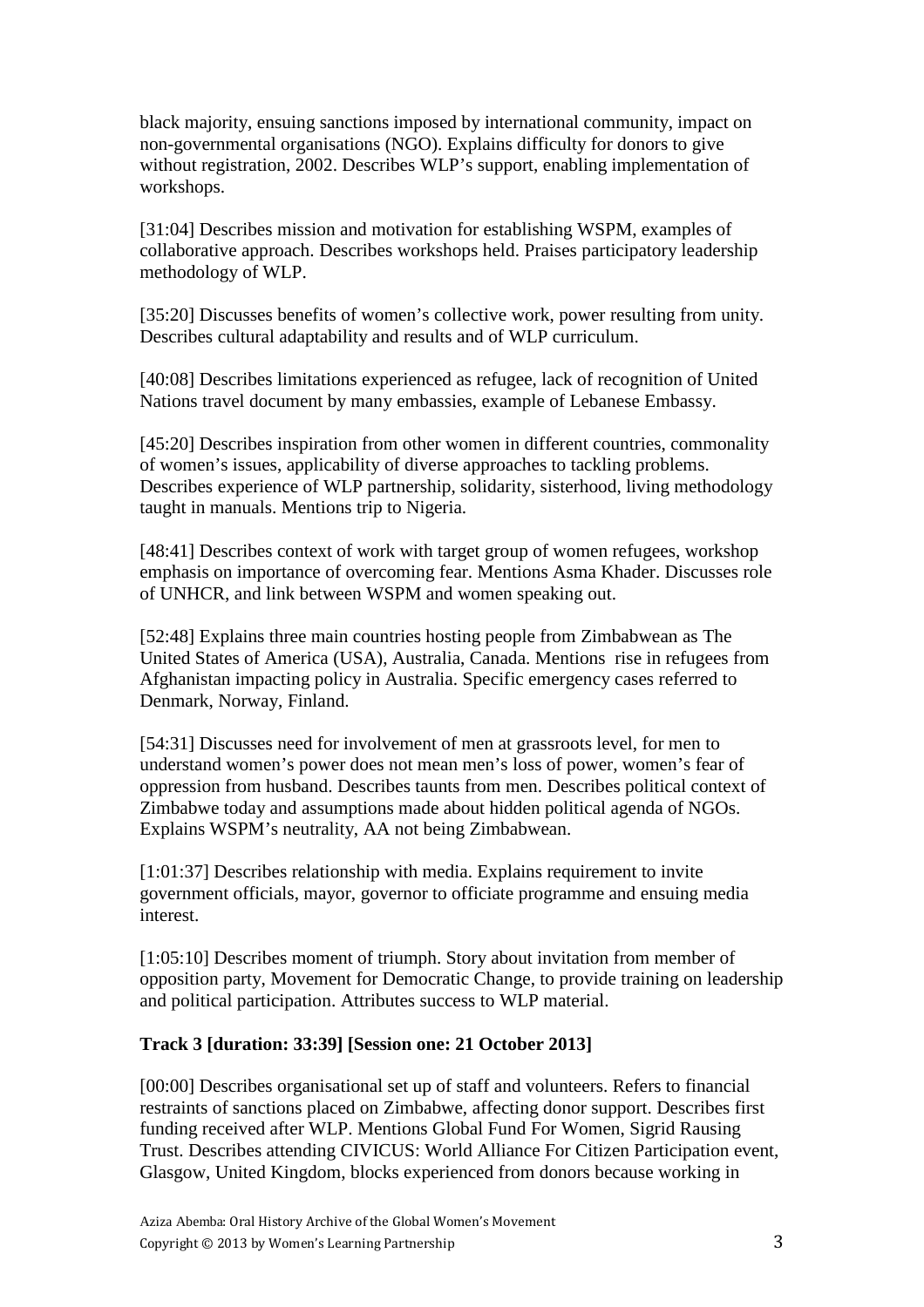black majority, ensuing sanctions imposed by international community, impact on non-governmental organisations (NGO). Explains difficulty for donors to give without registration, 2002. Describes WLP's support, enabling implementation of workshops.

[31:04] Describes mission and motivation for establishing WSPM, examples of collaborative approach. Describes workshops held. Praises participatory leadership methodology of WLP.

[35:20] Discusses benefits of women's collective work, power resulting from unity. Describes cultural adaptability and results and of WLP curriculum.

[40:08] Describes limitations experienced as refugee, lack of recognition of United Nations travel document by many embassies, example of Lebanese Embassy.

[45:20] Describes inspiration from other women in different countries, commonality of women's issues, applicability of diverse approaches to tackling problems. Describes experience of WLP partnership, solidarity, sisterhood, living methodology taught in manuals. Mentions trip to Nigeria.

[48:41] Describes context of work with target group of women refugees, workshop emphasis on importance of overcoming fear. Mentions Asma Khader. Discusses role of UNHCR, and link between WSPM and women speaking out.

[52:48] Explains three main countries hosting people from Zimbabwean as The United States of America (USA), Australia, Canada. Mentions rise in refugees from Afghanistan impacting policy in Australia. Specific emergency cases referred to Denmark, Norway, Finland.

[54:31] Discusses need for involvement of men at grassroots level, for men to understand women's power does not mean men's loss of power, women's fear of oppression from husband. Describes taunts from men. Describes political context of Zimbabwe today and assumptions made about hidden political agenda of NGOs. Explains WSPM's neutrality, AA not being Zimbabwean.

[1:01:37] Describes relationship with media. Explains requirement to invite government officials, mayor, governor to officiate programme and ensuing media interest.

[1:05:10] Describes moment of triumph. Story about invitation from member of opposition party, Movement for Democratic Change, to provide training on leadership and political participation. Attributes success to WLP material.

**Track 3 [duration: 33:39] [Session one: 21 October 2013]**

[00:00] Describes organisational set up of staff and volunteers. Refers to financial restraints of sanctions placed on Zimbabwe, affecting donor support. Describes first funding received after WLP. Mentions Global Fund For Women, Sigrid Rausing Trust. Describes attending CIVICUS: World Alliance For Citizen Participation event, Glasgow, United Kingdom, blocks experienced from donors because working in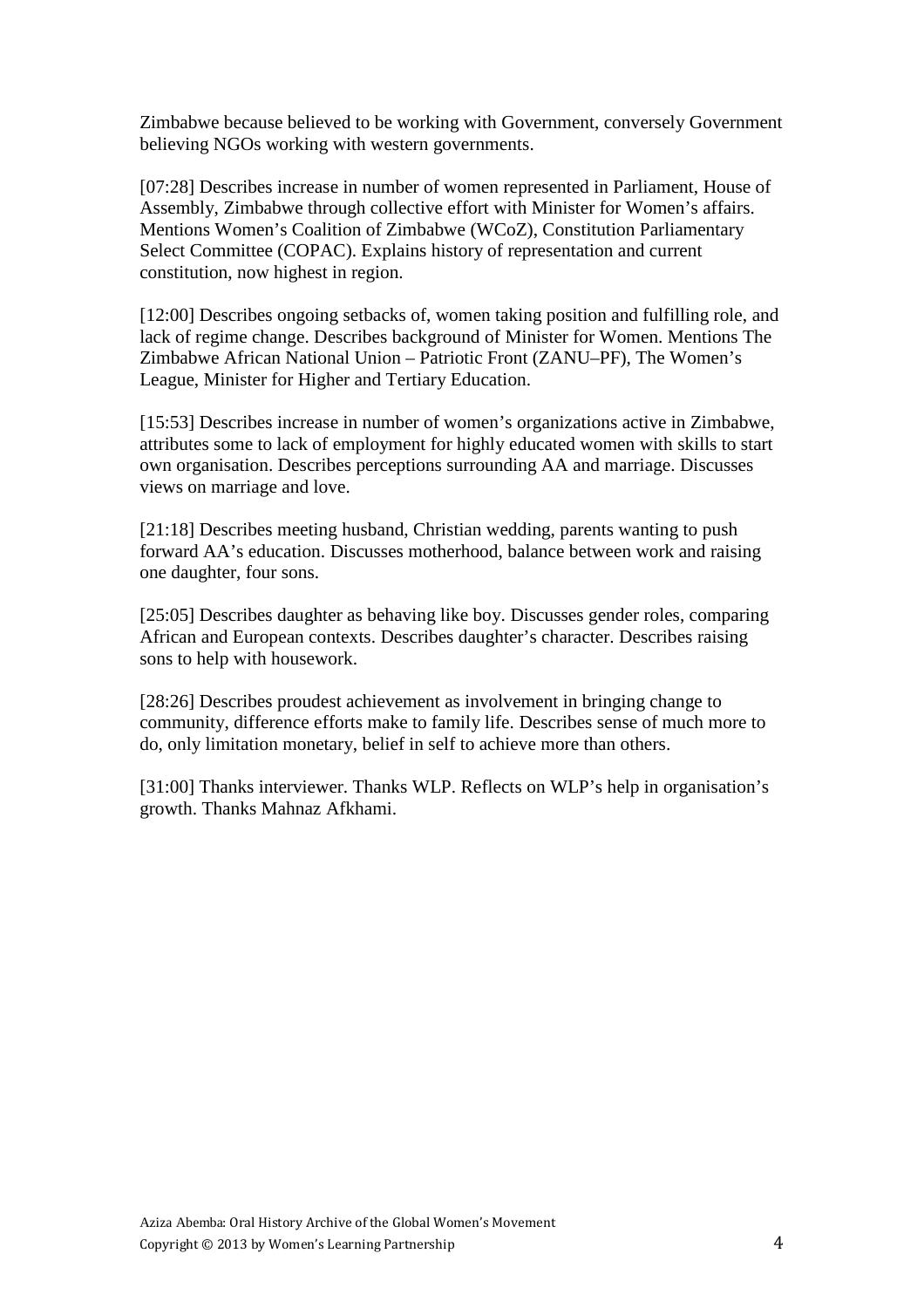Zimbabwe because believed to be working with Government, conversely Government believing NGOs working with western governments.

[07:28] Describes increase in number of women represented in Parliament, House of Assembly, Zimbabwe through collective effort with Minister for Women's affairs. Mentions Women's Coalition of Zimbabwe (WCoZ), Constitution Parliamentary Select Committee (COPAC). Explains history of representation and current constitution, now highest in region.

[12:00] Describes ongoing setbacks of, women taking position and fulfilling role, and lack of regime change. Describes background of Minister for Women. Mentions The Zimbabwe African National Union – Patriotic Front (ZANU–PF), The Women's League, Minister for Higher and Tertiary Education.

[15:53] Describes increase in number of women's organizations active in Zimbabwe, attributes some to lack of employment for highly educated women with skills to start own organisation. Describes perceptions surrounding AA and marriage. Discusses views on marriage and love.

[21:18] Describes meeting husband, Christian wedding, parents wanting to push forward AA's education. Discusses motherhood, balance between work and raising one daughter, four sons.

[25:05] Describes daughter as behaving like boy. Discusses gender roles, comparing African and European contexts. Describes daughter's character. Describes raising sons to help with housework.

[28:26] Describes proudest achievement as involvement in bringing change to community, difference efforts make to family life. Describes sense of much more to do, only limitation monetary, belief in self to achieve more than others.

[31:00] Thanks interviewer. Thanks WLP. Reflects on WLP's help in organisation's growth. Thanks Mahnaz Afkhami.